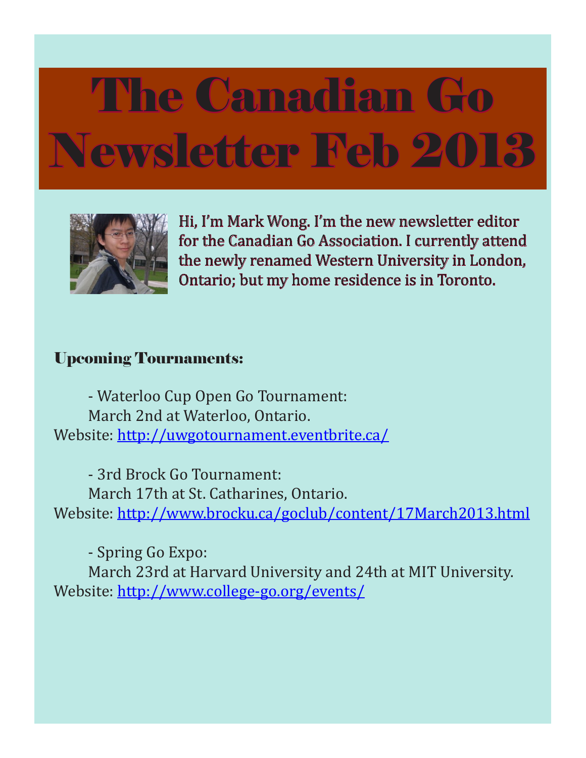# The Canadian Go Newsletter Feb 2013

Hi, I'm Mark Wong. I'm the new newsletter editor for the Canadian Go Association. I currently attend the newly renamed Western University in London, Ontario; but my home residence is in Toronto.

## Upcoming Tournaments:

- Waterloo Cup Open Go Tournament:
  March 2nd at Waterloo, Ontario.

Website: [http://uwgotournament.eventbrite.ca/](http://uwgotournament.eventbrite.ca/)

- 3rd Brock Go Tournament:
  March 17th at St. Catharines, Ontario.

Website: [http://www.brocku.ca/goclub/content/17March2013.html](http://www.brocku.ca/goclub/content/17March2013.html)

- Spring Go Expo:
  March 23rd at Harvard University and 24th at MIT University.

Website: [http://www.college-go.org/events/](http://www.college-go.org/events/)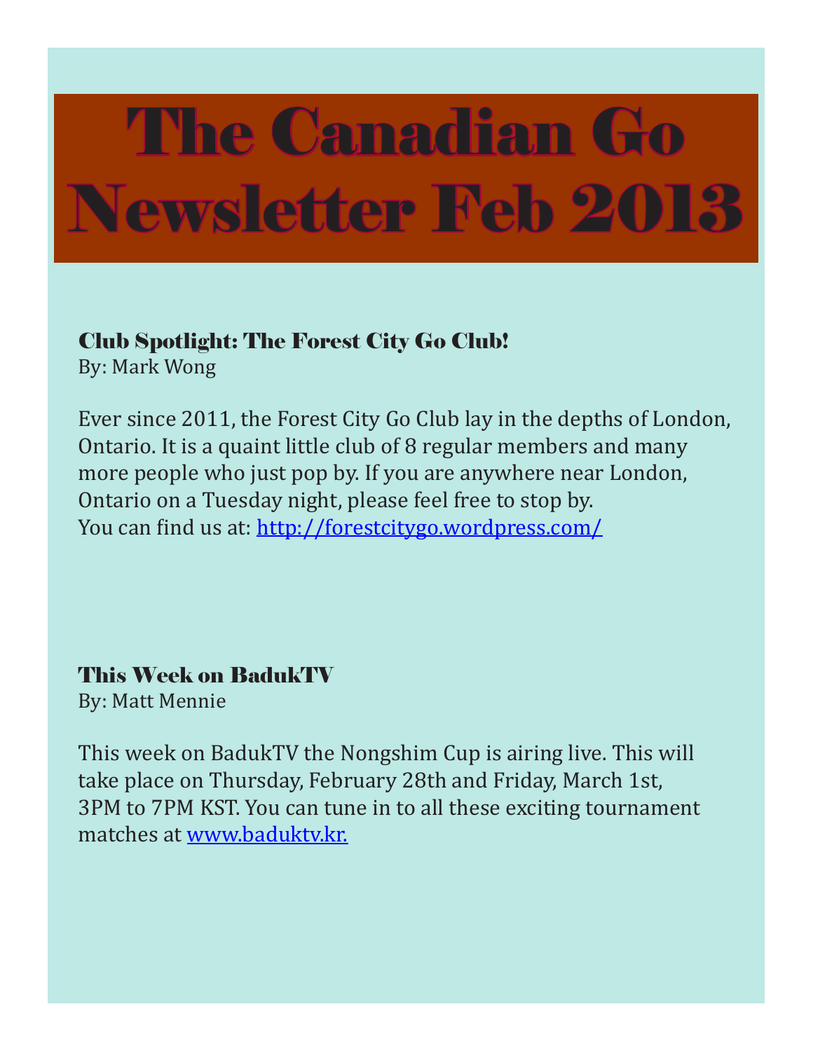# The Canadian Go Newsletter Feb 2013

### Club Spotlight: The Forest City Go Club!

By: Mark Wong

Ever since 2011, the Forest City Go Club lay in the depths of London, Ontario. It is a quaint little club of 8 regular members and many more people who just pop by. If you are anywhere near London, Ontario on a Tuesday night, please feel free to stop by.
You can find us at: [http://forestcitygo.wordpress.com/](http://forestcitygo.wordpress.com/)

### This Week on BadukTV

By: Matt Mennie

This week on BadukTV the Nongshim Cup is airing live. This will take place on Thursday, February 28th and Friday, March 1st, 3PM to 7PM KST. You can tune in to all these exciting tournament matches at [www.baduktv.kr.](http://www.baduktv.kr)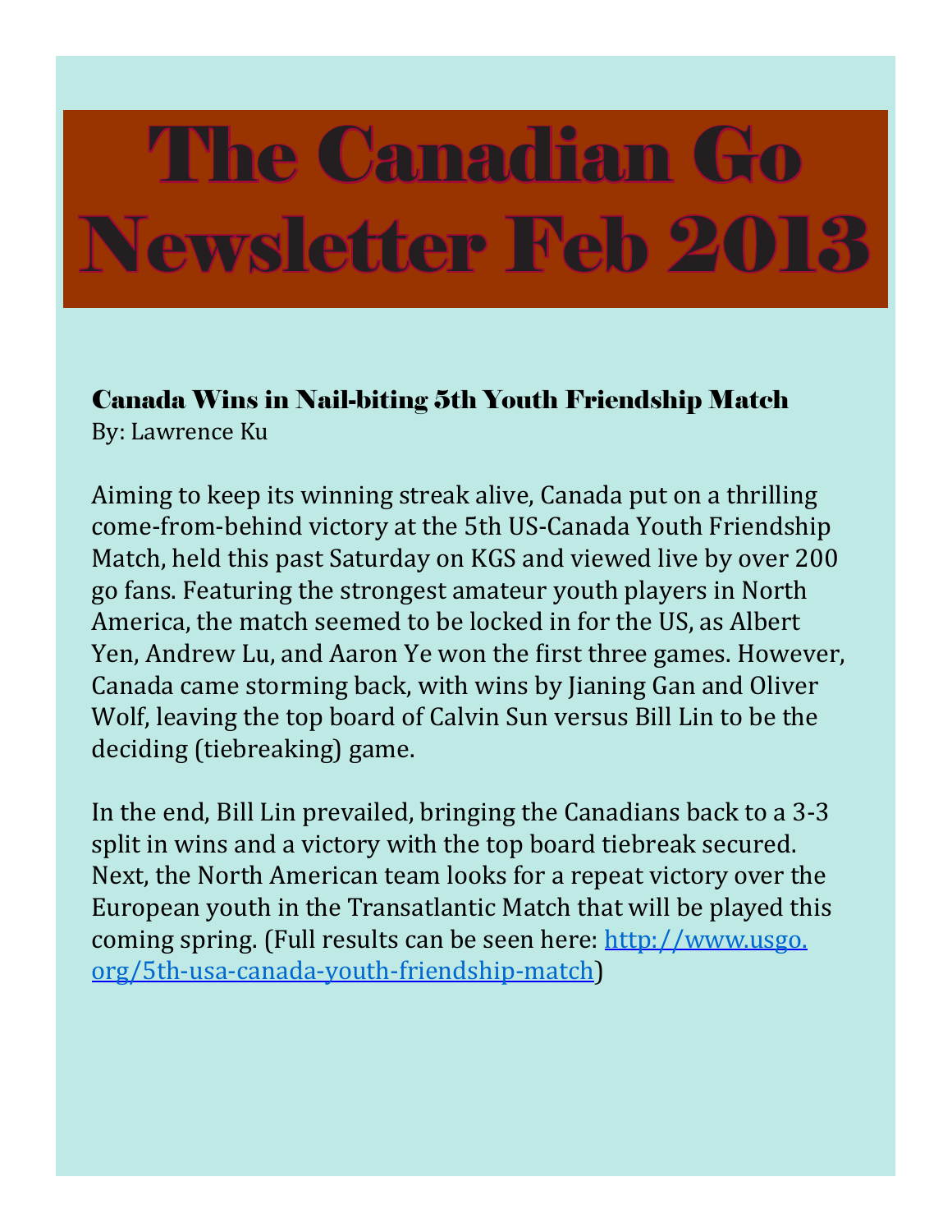# The Canadian Go Newsletter Feb 2013

### Canada Wins in Nail-biting 5th Youth Friendship Match

By: Lawrence Ku

Aiming to keep its winning streak alive, Canada put on a thrilling come-from-behind victory at the 5th US-Canada Youth Friendship Match, held this past Saturday on KGS and viewed live by over 200 go fans. Featuring the strongest amateur youth players in North America, the match seemed to be locked in for the US, as Albert Yen, Andrew Lu, and Aaron Ye won the first three games. However, Canada came storming back, with wins by Jianing Gan and Oliver Wolf, leaving the top board of Calvin Sun versus Bill Lin to be the deciding (tiebreaking) game.

In the end, Bill Lin prevailed, bringing the Canadians back to a 3-3 split in wins and a victory with the top board tiebreak secured. Next, the North American team looks for a repeat victory over the European youth in the Transatlantic Match that will be played this coming spring. (Full results can be seen here: [http://www.usgo.org/5th-usa-canada-youth-friendship-match](http://www.usgo.org/5th-usa-canada-youth-friendship-match))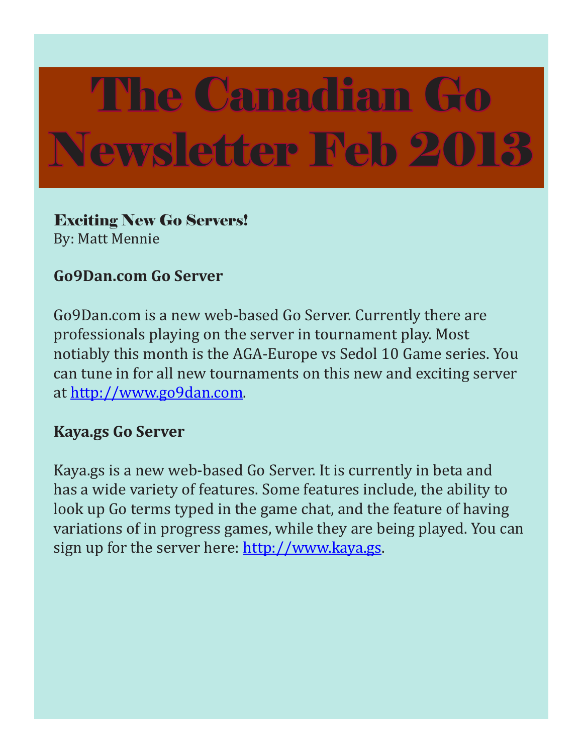# The Canadian Go Newsletter Feb 2013

## Exciting New Go Servers!

By: Matt Mennie

### Go9Dan.com Go Server

Go9Dan.com is a new web-based Go Server. Currently there are professionals playing on the server in tournament play. Most notiably this month is the AGA-Europe vs Sedol 10 Game series. You can tune in for all new tournaments on this new and exciting server at [http://www.go9dan.com](http://www.go9dan.com).

### Kaya.gs Go Server

Kaya.gs is a new web-based Go Server. It is currently in beta and has a wide variety of features. Some features include, the ability to look up Go terms typed in the game chat, and the feature of having variations of in progress games, while they are being played. You can sign up for the server here: [http://www.kaya.gs](http://www.kaya.gs).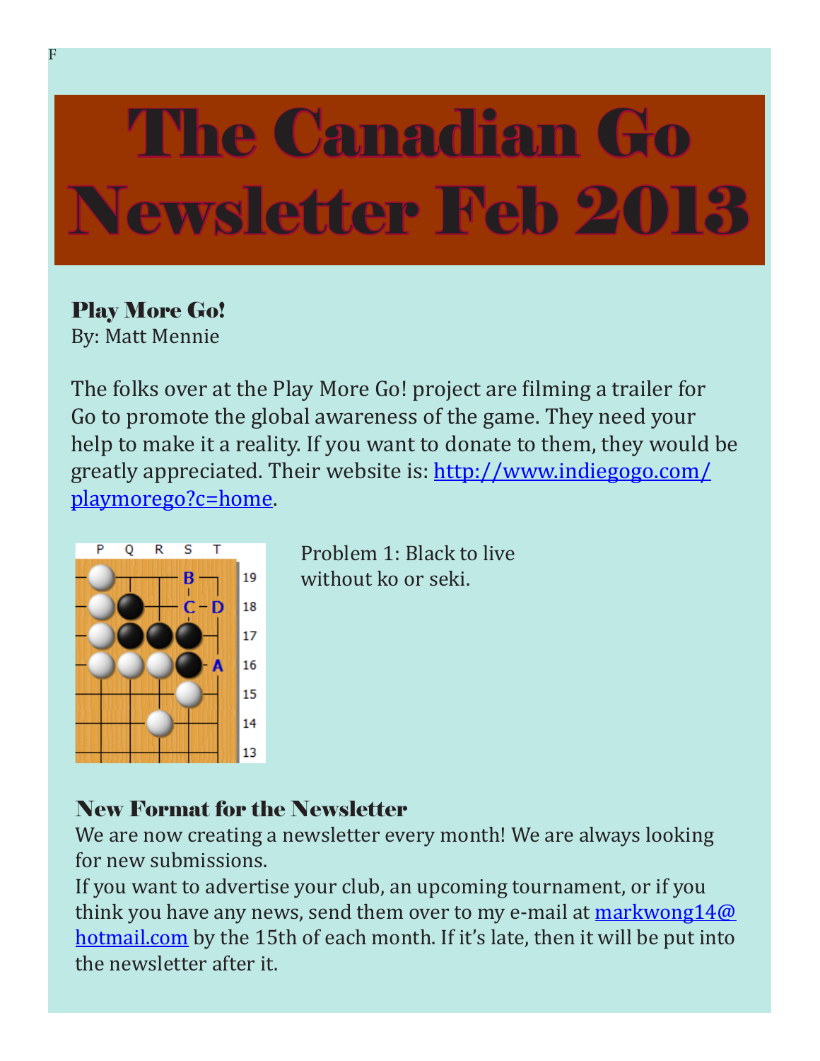F

# The Canadian Go Newsletter Feb 2013

## Play More Go!

By: Matt Mennie

The folks over at the Play More Go! project are filming a trailer for Go to promote the global awareness of the game. They need your help to make it a reality. If you want to donate to them, they would be greatly appreciated. Their website is: [http://www.indiegogo.com/playmorego?c=home](http://www.indiegogo.com/playmorego?c=home).

P Q R S T
B 19
C D 18
17
A 16
15
14
13

Problem 1: Black to live without ko or seki.

## New Format for the Newsletter

We are now creating a newsletter every month! We are always looking for new submissions.

If you want to advertise your club, an upcoming tournament, or if you think you have any news, send them over to my e-mail at [markwong14@hotmail.com](mailto:markwong14@hotmail.com) by the 15th of each month. If it's late, then it will be put into the newsletter after it.